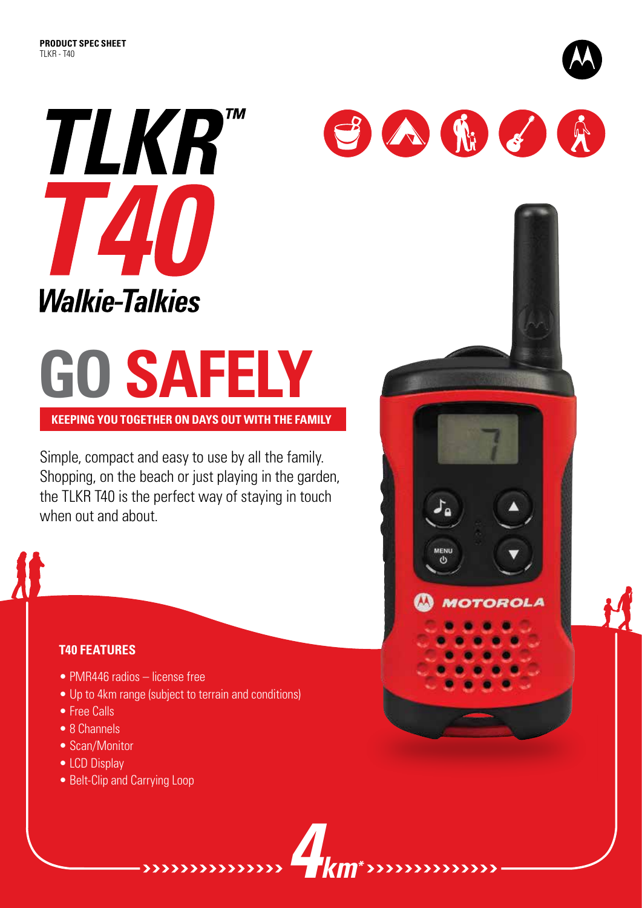**PRODUCT SPEC SHEET**
TLKR - T40

# TLKR™ T40
## *Walkie-Talkies*

# GO SAFELY

**KEEPING YOU TOGETHER ON DAYS OUT WITH THE FAMILY**

Simple, compact and easy to use by all the family. Shopping, on the beach or just playing in the garden, the TLKR T40 is the perfect way of staying in touch when out and about.

### T40 FEATURES

- PMR446 radios – license free
- Up to 4km range (subject to terrain and conditions)
- Free Calls
- 8 Channels
- Scan/Monitor
- LCD Display
- Belt-Clip and Carrying Loop

4km*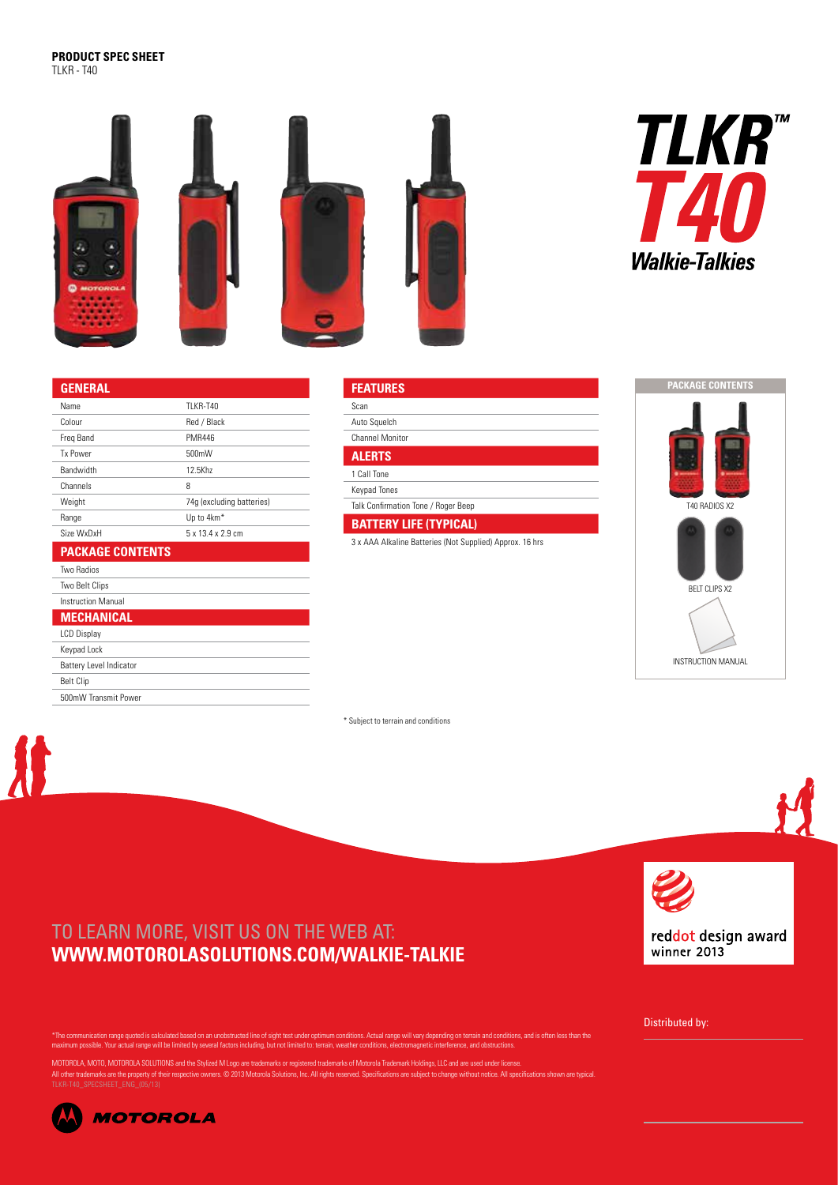**PRODUCT SPEC SHEET**
TLKR - T40

# TLKR™ T40
## Walkie-Talkies

## GENERAL

| | |
|---|---|
| Name | TLKR-T40 |
| Colour | Red / Black |
| Freq Band | PMR446 |
| Tx Power | 500mW |
| Bandwidth | 12.5Khz |
| Channels | 8 |
| Weight | 74g (excluding batteries) |
| Range | Up to 4km* |
| Size WxDxH | 5 x 13.4 x 2.9 cm |

## PACKAGE CONTENTS

- Two Radios
- Two Belt Clips
- Instruction Manual

## MECHANICAL

- LCD Display
- Keypad Lock
- Battery Level Indicator
- Belt Clip
- 500mW Transmit Power

## FEATURES

- Scan
- Auto Squelch
- Channel Monitor

## ALERTS

- 1 Call Tone
- Keypad Tones
- Talk Confirmation Tone / Roger Beep

## BATTERY LIFE (TYPICAL)

3 x AAA Alkaline Batteries (Not Supplied) Approx. 16 hrs

* Subject to terrain and conditions

## PACKAGE CONTENTS

T40 RADIOS X2

BELT CLIPS X2

INSTRUCTION MANUAL

TO LEARN MORE, VISIT US ON THE WEB AT:
**WWW.MOTOROLASOLUTIONS.COM/WALKIE-TALKIE**

reddot design award winner 2013

Distributed by:

*The communication range quoted is calculated based on an unobstructed line of sight test under optimum conditions. Actual range will vary depending on terrain and conditions, and is often less than the maximum possible. Your actual range will be limited by several factors including, but not limited to: terrain, weather conditions, electromagnetic interference, and obstructions.

MOTOROLA, MOTO, MOTOROLA SOLUTIONS and the Stylized M Logo are trademarks or registered trademarks of Motorola Trademark Holdings, LLC and are used under license. All other trademarks are the property of their respective owners. © 2013 Motorola Solutions, Inc. All rights reserved. Specifications are subject to change without notice. All specifications shown are typical.
TLKR-T40_SPECSHEET_ENG_(05/13)

MOTOROLA